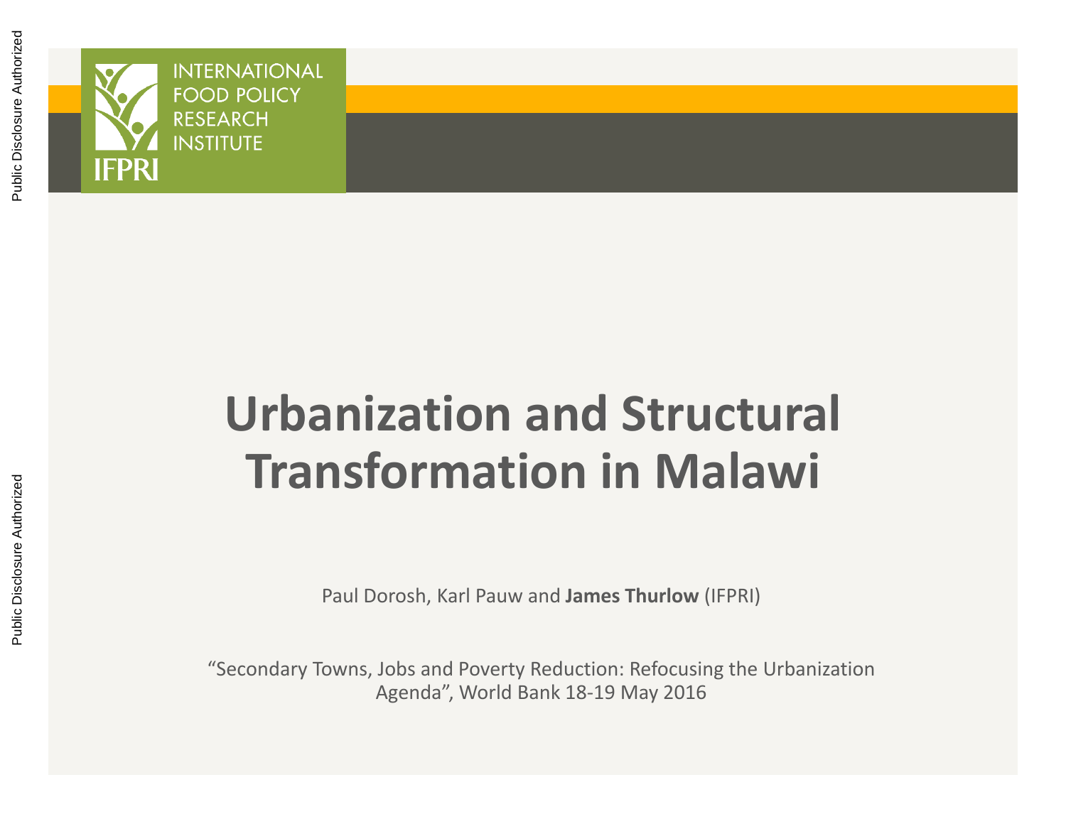INTERNATIONAL FOOD POLICY RESEARCH INSTITUTE

IFPRI

# Urbanization and Structural Transformation in Malawi

Paul Dorosh, Karl Pauw and **James Thurlow** (IFPRI)

“Secondary Towns, Jobs and Poverty Reduction: Refocusing the Urbanization Agenda”, World Bank 18-19 May 2016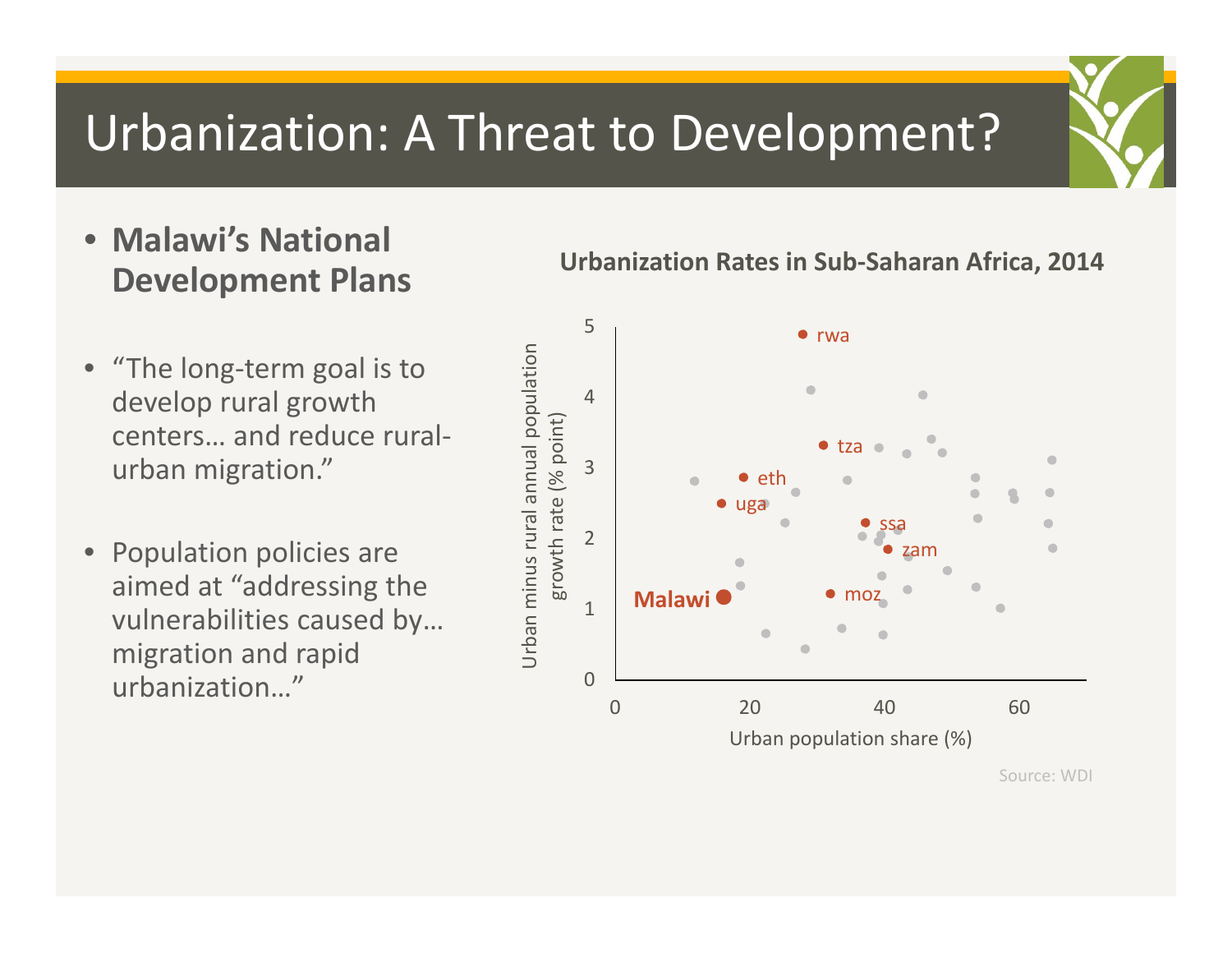# Urbanization: A Threat to Development?

- **Malawi's National Development Plans**

- "The long-term goal is to develop rural growth centers… and reduce rural-urban migration."

- Population policies are aimed at "addressing the vulnerabilities caused by… migration and rapid urbanization…"

**Urbanization Rates in Sub-Saharan Africa, 2014**

Urban minus rural annual population growth rate (% point)

Urban population share (%)

rwa, tza, eth, uga, ssa, zam, moz, **Malawi**

Source: WDI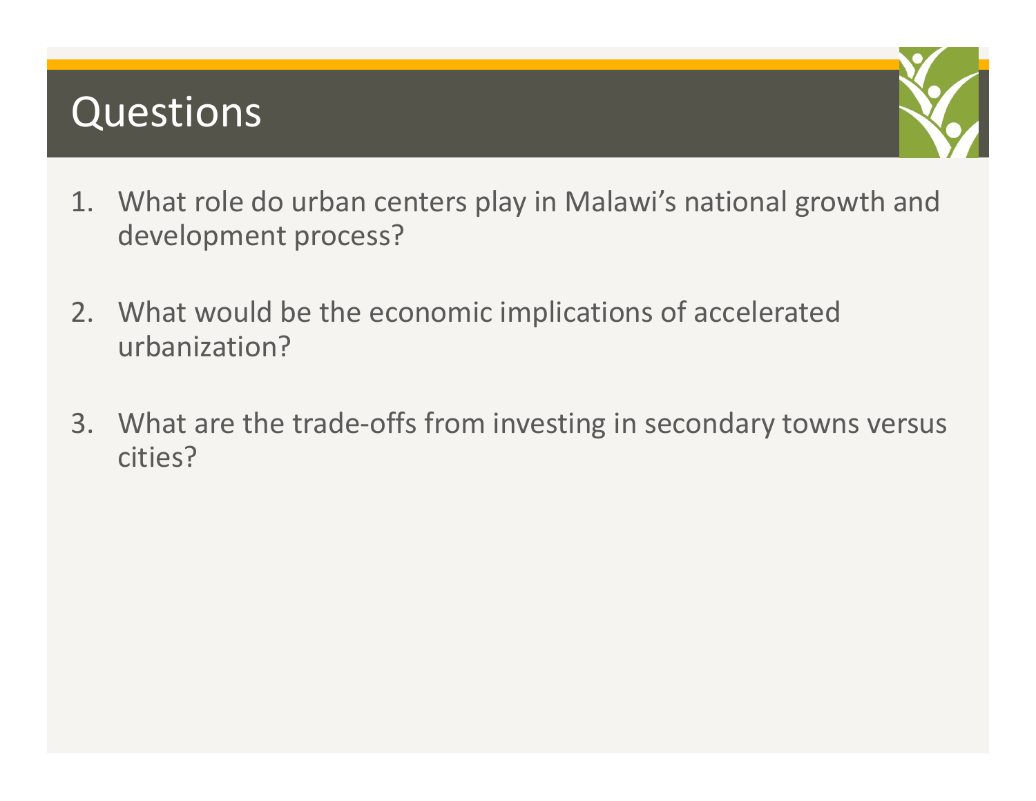# Questions

1. What role do urban centers play in Malawi's national growth and development process?

2. What would be the economic implications of accelerated urbanization?

3. What are the trade-offs from investing in secondary towns versus cities?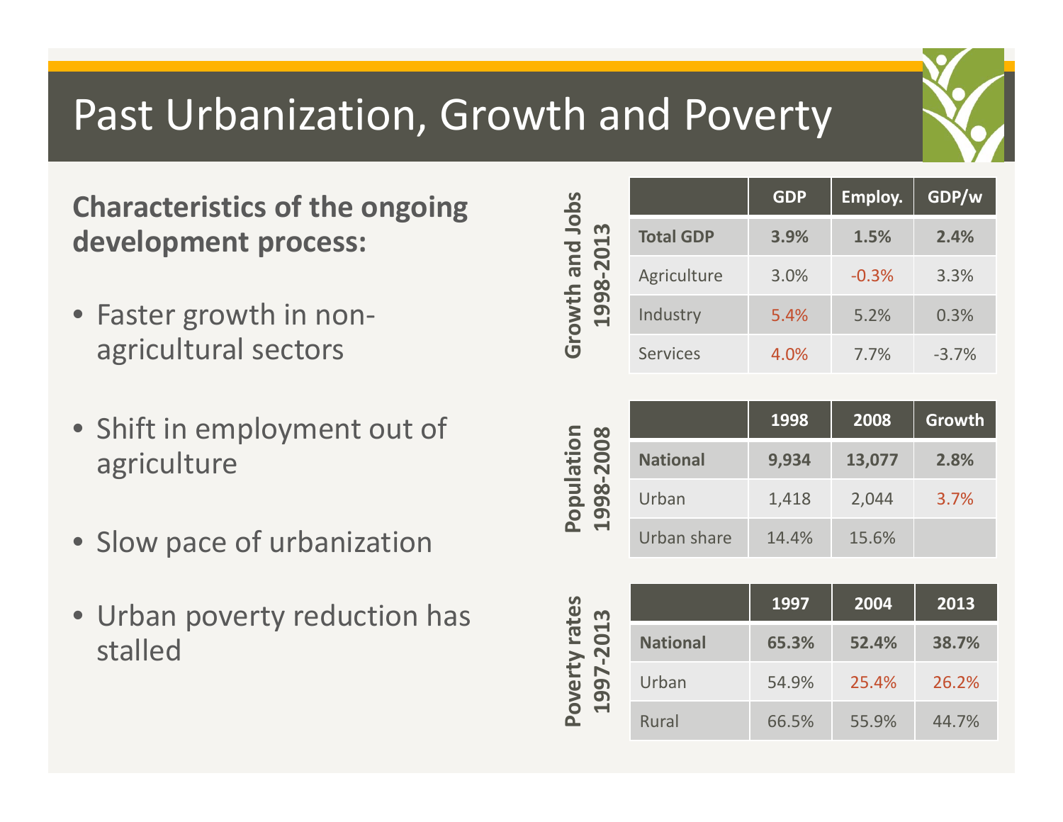# Past Urbanization, Growth and Poverty

**Characteristics of the ongoing development process:**

- Faster growth in non-agricultural sectors
- Shift in employment out of agriculture
- Slow pace of urbanization
- Urban poverty reduction has stalled

**Growth and Jobs 1998-2013**

| | GDP | Employ. | GDP/w |
|---|---|---|---|
| **Total GDP** | **3.9%** | **1.5%** | **2.4%** |
| Agriculture | 3.0% | -0.3% | 3.3% |
| Industry | 5.4% | 5.2% | 0.3% |
| Services | 4.0% | 7.7% | -3.7% |

**Population 1998-2008**

| | 1998 | 2008 | Growth |
|---|---|---|---|
| **National** | **9,934** | **13,077** | **2.8%** |
| Urban | 1,418 | 2,044 | 3.7% |
| Urban share | 14.4% | 15.6% | |

**Poverty rates 1997-2013**

| | 1997 | 2004 | 2013 |
|---|---|---|---|
| **National** | **65.3%** | **52.4%** | **38.7%** |
| Urban | 54.9% | 25.4% | 26.2% |
| Rural | 66.5% | 55.9% | 44.7% |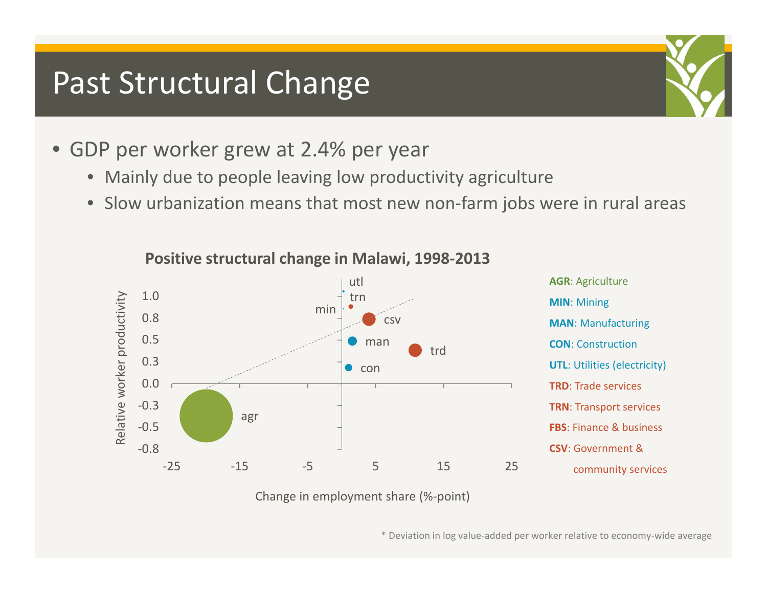# Past Structural Change

- GDP per worker grew at 2.4% per year
  - Mainly due to people leaving low productivity agriculture
  - Slow urbanization means that most new non-farm jobs were in rural areas

**Positive structural change in Malawi, 1998-2013**

Relative worker productivity

1.0
0.8
0.5
0.3
0.0
-0.3
-0.5
-0.8

-25 -15 -5 5 15 25

Change in employment share (%-point)

utl
trn
min
csv
man
trd
con
agr

**AGR**: Agriculture
**MIN**: Mining
**MAN**: Manufacturing
**CON**: Construction
**UTL**: Utilities (electricity)
**TRD**: Trade services
**TRN**: Transport services
**FBS**: Finance & business
**CSV**: Government & community services

\* Deviation in log value-added per worker relative to economy-wide average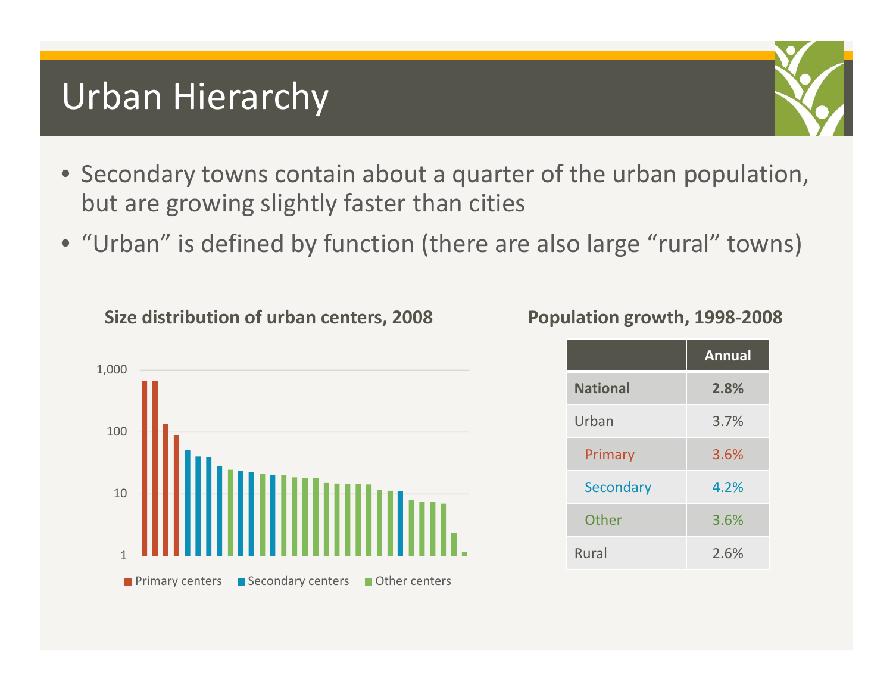# Urban Hierarchy

- Secondary towns contain about a quarter of the urban population, but are growing slightly faster than cities
- "Urban" is defined by function (there are also large "rural" towns)

**Size distribution of urban centers, 2008**

1,000
100
10
1

Primary centers  Secondary centers  Other centers

**Population growth, 1998-2008**

| | **Annual** |
|---|---|
| **National** | **2.8%** |
| Urban | 3.7% |
| Primary | 3.6% |
| Secondary | 4.2% |
| Other | 3.6% |
| Rural | 2.6% |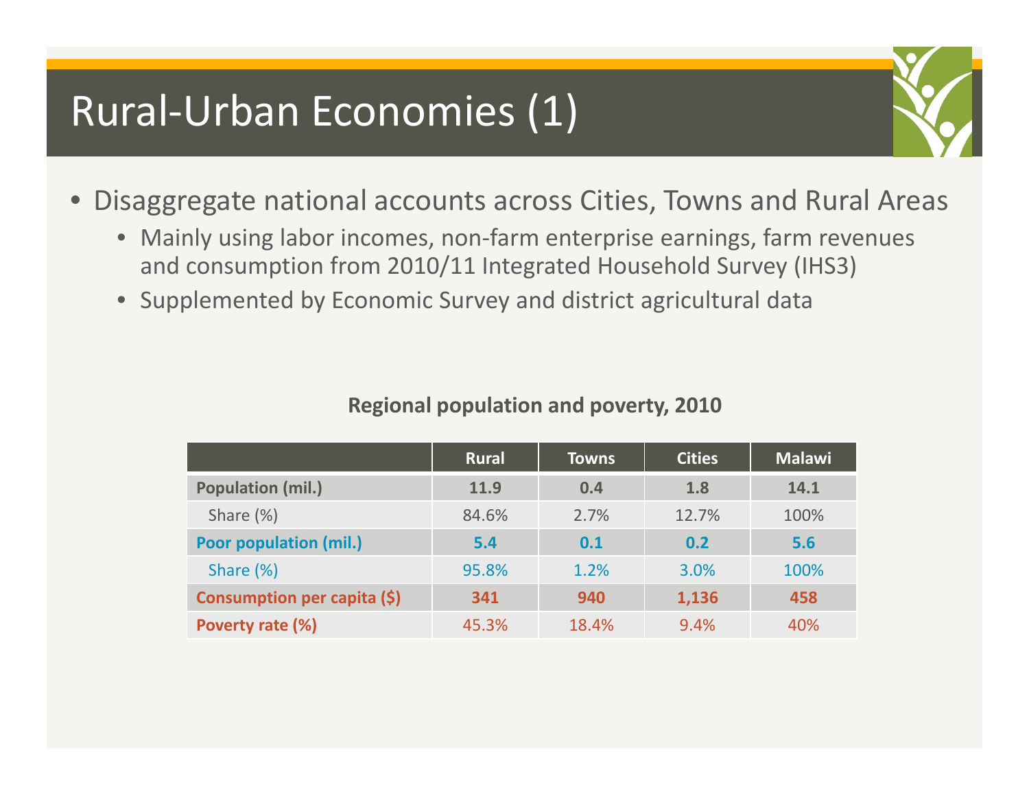# Rural-Urban Economies (1)

- Disaggregate national accounts across Cities, Towns and Rural Areas
  - Mainly using labor incomes, non-farm enterprise earnings, farm revenues and consumption from 2010/11 Integrated Household Survey (IHS3)
  - Supplemented by Economic Survey and district agricultural data

**Regional population and poverty, 2010**

| | Rural | Towns | Cities | Malawi |
|---|---|---|---|---|
| **Population (mil.)** | **11.9** | **0.4** | **1.8** | **14.1** |
| Share (%) | 84.6% | 2.7% | 12.7% | 100% |
| **Poor population (mil.)** | **5.4** | **0.1** | **0.2** | **5.6** |
| Share (%) | 95.8% | 1.2% | 3.0% | 100% |
| **Consumption per capita ($)** | **341** | **940** | **1,136** | **458** |
| **Poverty rate (%)** | 45.3% | 18.4% | 9.4% | 40% |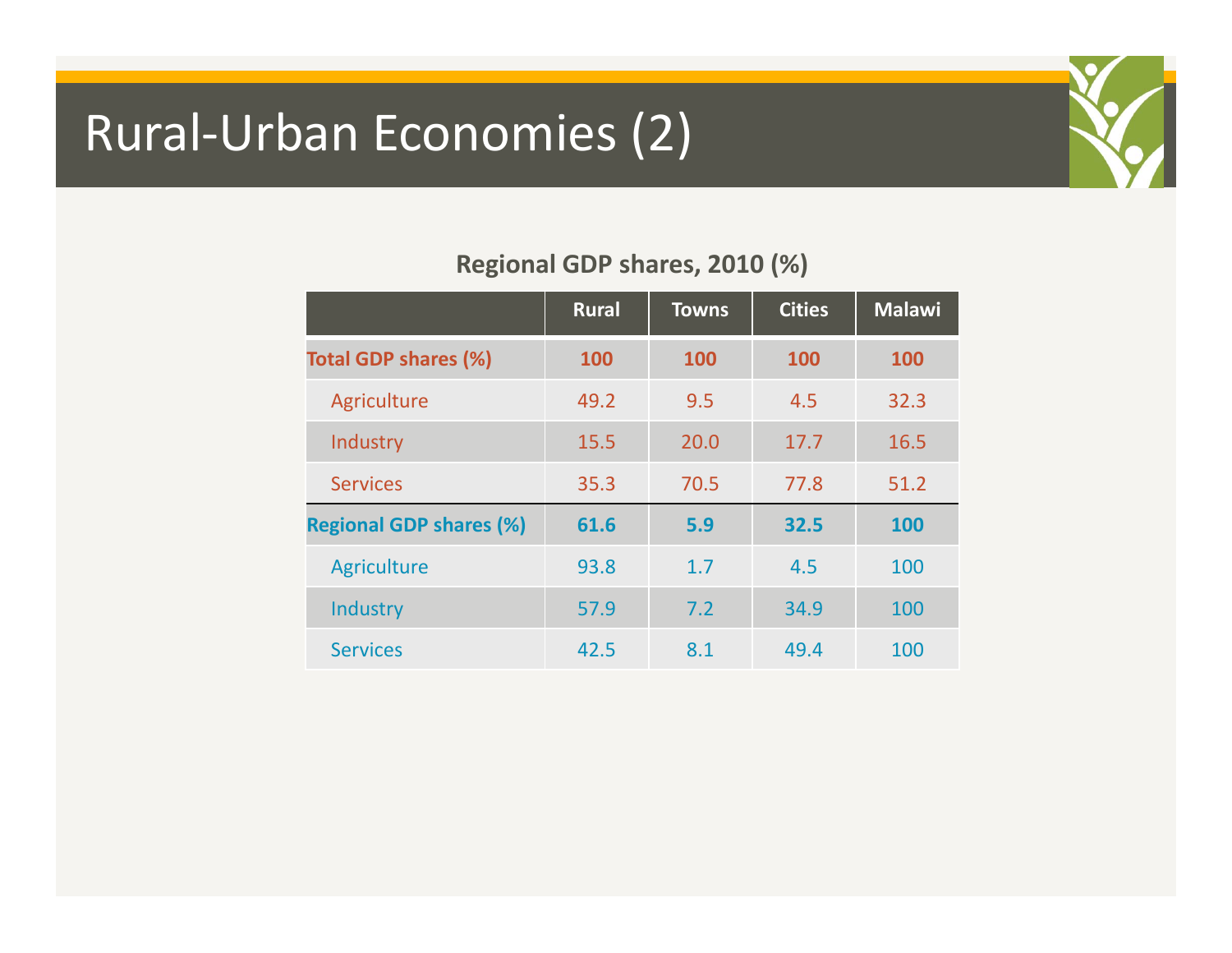# Rural-Urban Economies (2)

**Regional GDP shares, 2010 (%)**

| | Rural | Towns | Cities | Malawi |
|---|---|---|---|---|
| **Total GDP shares (%)** | **100** | **100** | **100** | **100** |
| Agriculture | 49.2 | 9.5 | 4.5 | 32.3 |
| Industry | 15.5 | 20.0 | 17.7 | 16.5 |
| Services | 35.3 | 70.5 | 77.8 | 51.2 |
| **Regional GDP shares (%)** | **61.6** | **5.9** | **32.5** | **100** |
| Agriculture | 93.8 | 1.7 | 4.5 | 100 |
| Industry | 57.9 | 7.2 | 34.9 | 100 |
| Services | 42.5 | 8.1 | 49.4 | 100 |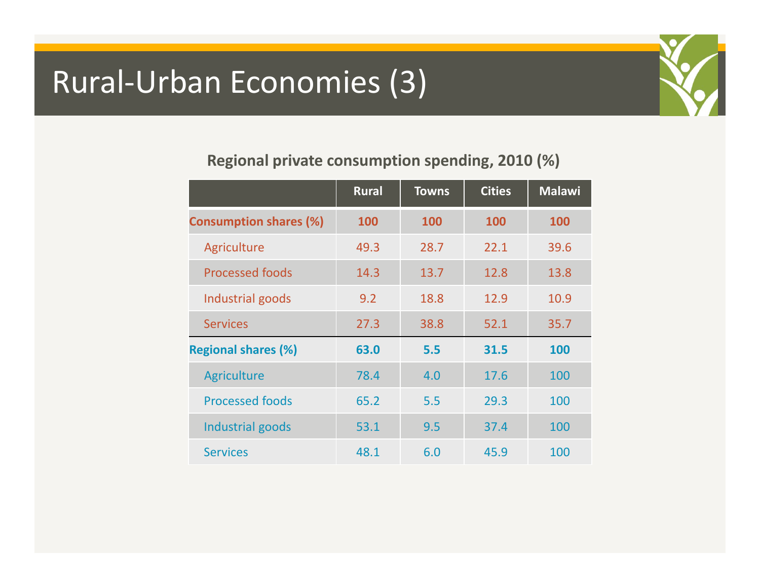# Rural-Urban Economies (3)

**Regional private consumption spending, 2010 (%)**

| | Rural | Towns | Cities | Malawi |
|---|---|---|---|---|
| **Consumption shares (%)** | **100** | **100** | **100** | **100** |
| Agriculture | 49.3 | 28.7 | 22.1 | 39.6 |
| Processed foods | 14.3 | 13.7 | 12.8 | 13.8 |
| Industrial goods | 9.2 | 18.8 | 12.9 | 10.9 |
| Services | 27.3 | 38.8 | 52.1 | 35.7 |
| **Regional shares (%)** | **63.0** | **5.5** | **31.5** | **100** |
| Agriculture | 78.4 | 4.0 | 17.6 | 100 |
| Processed foods | 65.2 | 5.5 | 29.3 | 100 |
| Industrial goods | 53.1 | 9.5 | 37.4 | 100 |
| Services | 48.1 | 6.0 | 45.9 | 100 |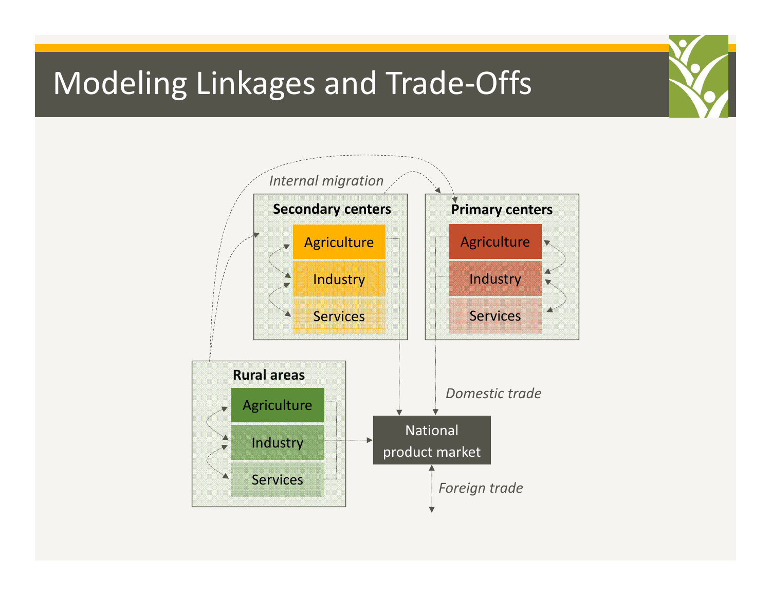# Modeling Linkages and Trade-Offs

*Internal migration*

**Secondary centers**
- Agriculture
- Industry
- Services

**Primary centers**
- Agriculture
- Industry
- Services

**Rural areas**
- Agriculture
- Industry
- Services

*Domestic trade*

National product market

*Foreign trade*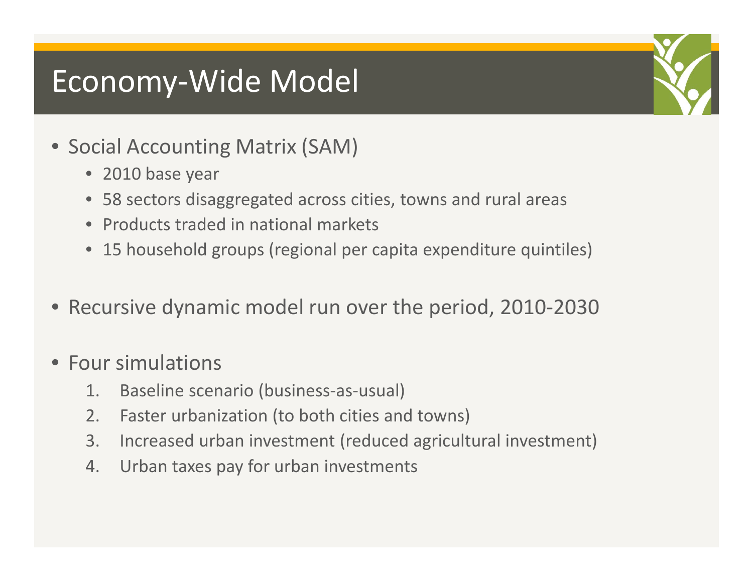# Economy-Wide Model

- Social Accounting Matrix (SAM)
  - 2010 base year
  - 58 sectors disaggregated across cities, towns and rural areas
  - Products traded in national markets
  - 15 household groups (regional per capita expenditure quintiles)

- Recursive dynamic model run over the period, 2010-2030

- Four simulations
  1. Baseline scenario (business-as-usual)
  2. Faster urbanization (to both cities and towns)
  3. Increased urban investment (reduced agricultural investment)
  4. Urban taxes pay for urban investments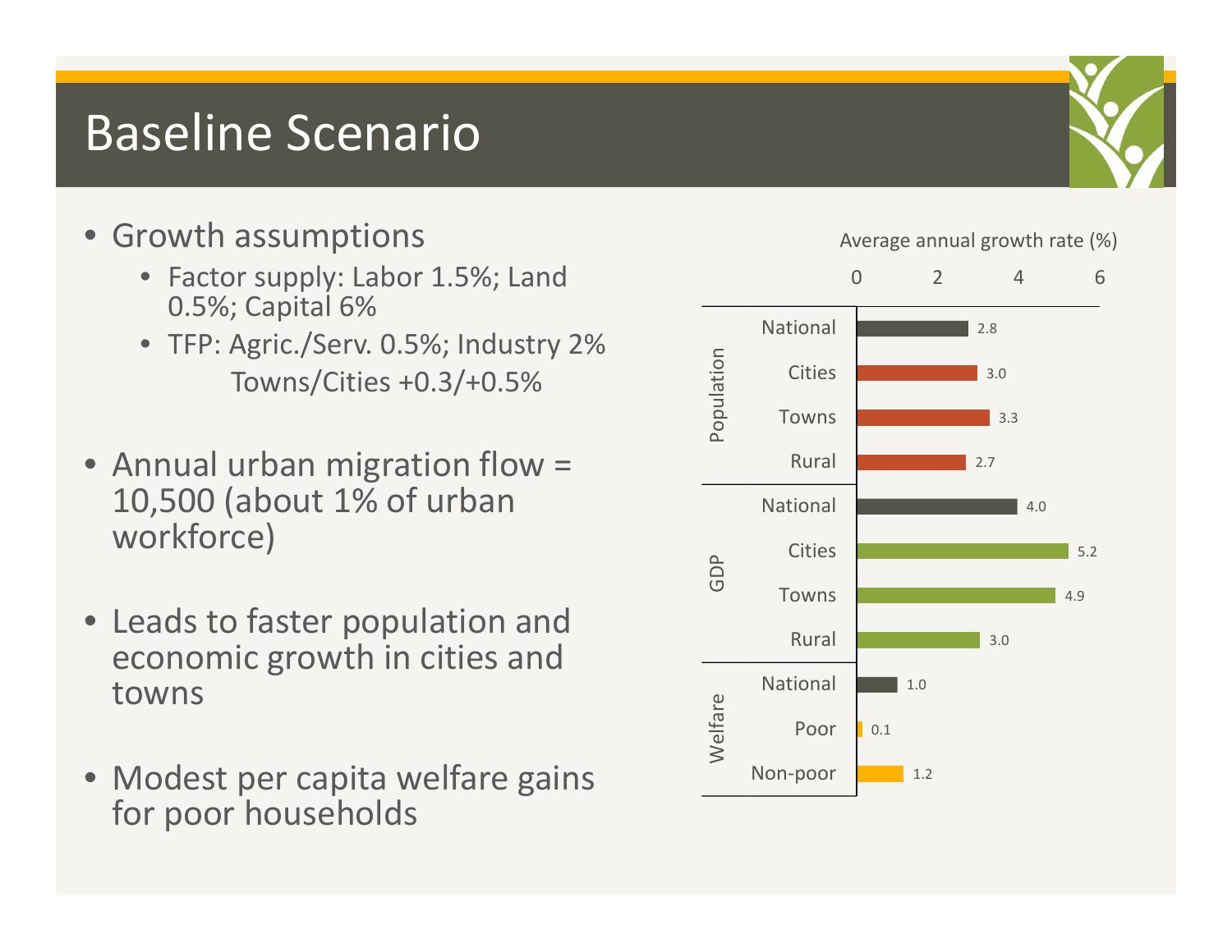# Baseline Scenario

- Growth assumptions
  - Factor supply: Labor 1.5%; Land 0.5%; Capital 6%
  - TFP: Agric./Serv. 0.5%; Industry 2%
    Towns/Cities +0.3/+0.5%
- Annual urban migration flow = 10,500 (about 1% of urban workforce)
- Leads to faster population and economic growth in cities and towns
- Modest per capita welfare gains for poor households

Average annual growth rate (%)

| | | Average annual growth rate (%) |
|---|---|---|
| Population | National | 2.8 |
| | Cities | 3.0 |
| | Towns | 3.3 |
| | Rural | 2.7 |
| GDP | National | 4.0 |
| | Cities | 5.2 |
| | Towns | 4.9 |
| | Rural | 3.0 |
| Welfare | National | 1.0 |
| | Poor | 0.1 |
| | Non-poor | 1.2 |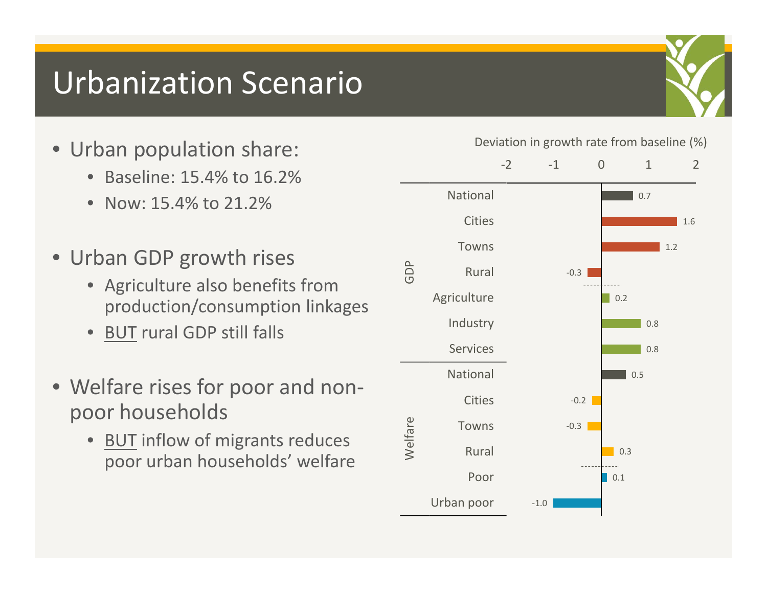# Urbanization Scenario

- Urban population share:
  - Baseline: 15.4% to 16.2%
  - Now: 15.4% to 21.2%

- Urban GDP growth rises
  - Agriculture also benefits from production/consumption linkages
  - BUT rural GDP still falls

- Welfare rises for poor and non-poor households
  - BUT inflow of migrants reduces poor urban households' welfare

Deviation in growth rate from baseline (%)

| | | Deviation (%) |
|---|---|---|
| GDP | National | 0.7 |
| | Cities | 1.6 |
| | Towns | 1.2 |
| | Rural | -0.3 |
| | Agriculture | 0.2 |
| | Industry | 0.8 |
| | Services | 0.8 |
| Welfare | National | 0.5 |
| | Cities | -0.2 |
| | Towns | -0.3 |
| | Rural | 0.3 |
| | Poor | 0.1 |
| | Urban poor | -1.0 |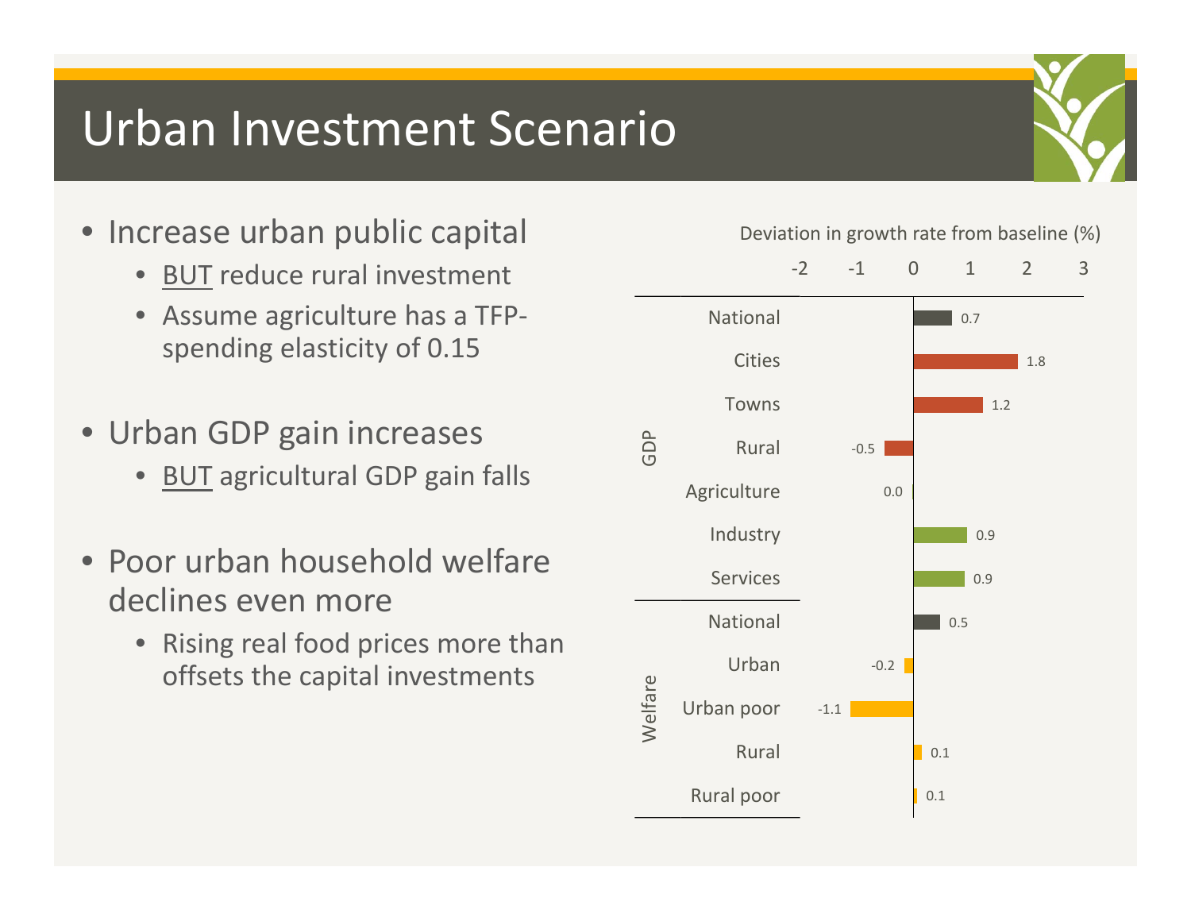# Urban Investment Scenario

- Increase urban public capital
  - BUT reduce rural investment
  - Assume agriculture has a TFP-spending elasticity of 0.15
- Urban GDP gain increases
  - BUT agricultural GDP gain falls
- Poor urban household welfare declines even more
  - Rising real food prices more than offsets the capital investments

Deviation in growth rate from baseline (%)

| | | Deviation (%) |
|---|---|---|
| GDP | National | 0.7 |
| | Cities | 1.8 |
| | Towns | 1.2 |
| | Rural | -0.5 |
| | Agriculture | 0.0 |
| | Industry | 0.9 |
| | Services | 0.9 |
| Welfare | National | 0.5 |
| | Urban | -0.2 |
| | Urban poor | -1.1 |
| | Rural | 0.1 |
| | Rural poor | 0.1 |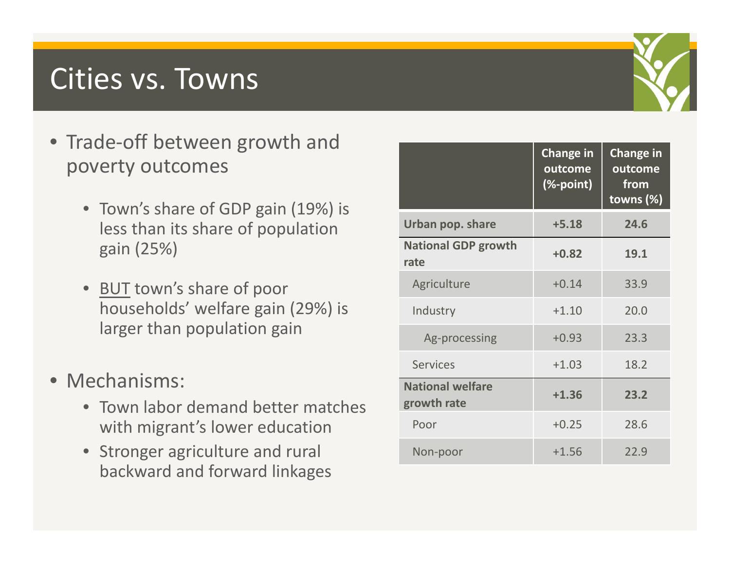# Cities vs. Towns

- Trade-off between growth and poverty outcomes
  - Town's share of GDP gain (19%) is less than its share of population gain (25%)
  - BUT town's share of poor households' welfare gain (29%) is larger than population gain
- Mechanisms:
  - Town labor demand better matches with migrant's lower education
  - Stronger agriculture and rural backward and forward linkages

| | Change in outcome (%-point) | Change in outcome from towns (%) |
|---|---|---|
| **Urban pop. share** | **+5.18** | **24.6** |
| **National GDP growth rate** | **+0.82** | **19.1** |
| Agriculture | +0.14 | 33.9 |
| Industry | +1.10 | 20.0 |
| Ag-processing | +0.93 | 23.3 |
| Services | +1.03 | 18.2 |
| **National welfare growth rate** | **+1.36** | **23.2** |
| Poor | +0.25 | 28.6 |
| Non-poor | +1.56 | 22.9 |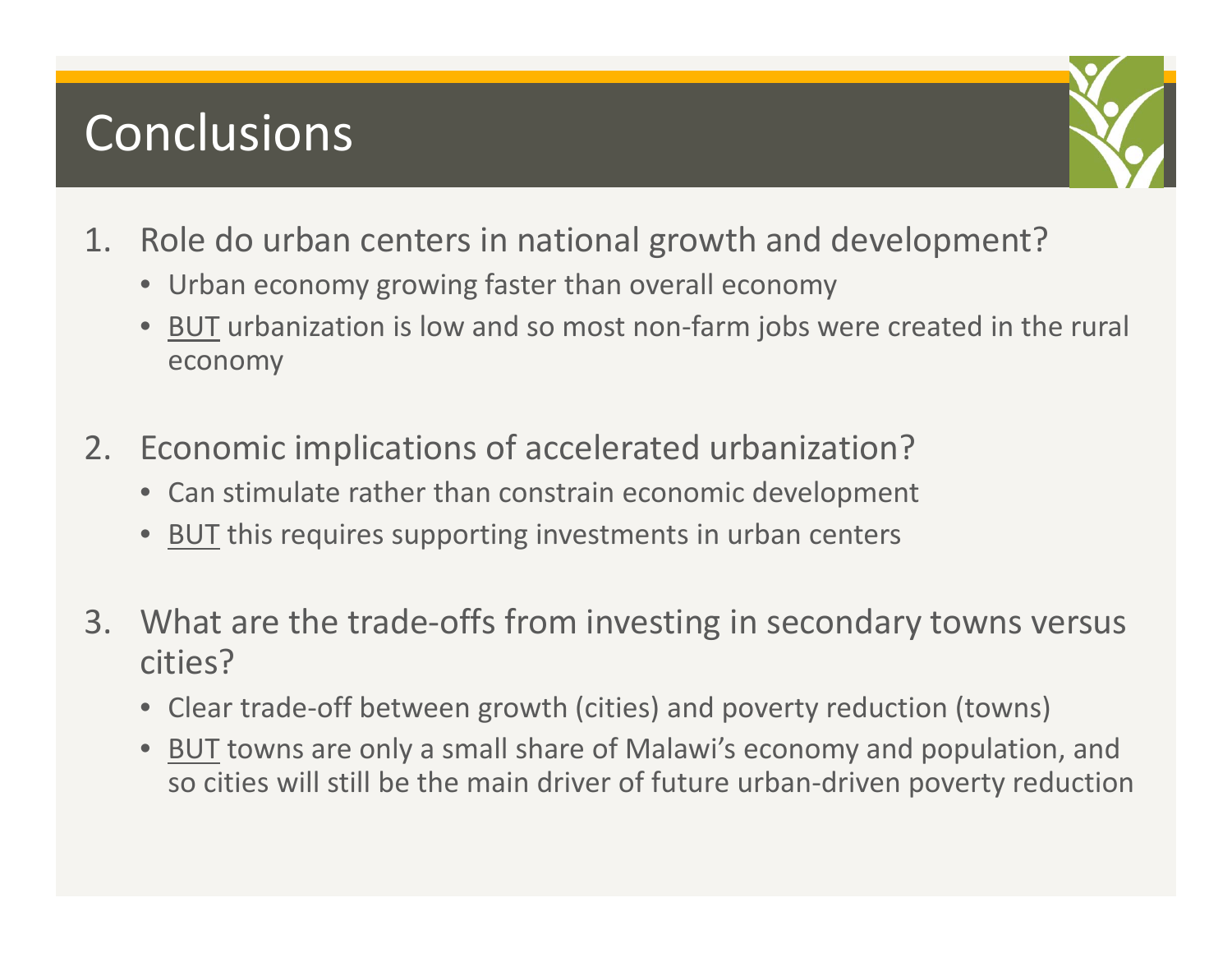# Conclusions

1. Role do urban centers in national growth and development?
   - Urban economy growing faster than overall economy
   - BUT urbanization is low and so most non-farm jobs were created in the rural economy

2. Economic implications of accelerated urbanization?
   - Can stimulate rather than constrain economic development
   - BUT this requires supporting investments in urban centers

3. What are the trade-offs from investing in secondary towns versus cities?
   - Clear trade-off between growth (cities) and poverty reduction (towns)
   - BUT towns are only a small share of Malawi's economy and population, and so cities will still be the main driver of future urban-driven poverty reduction